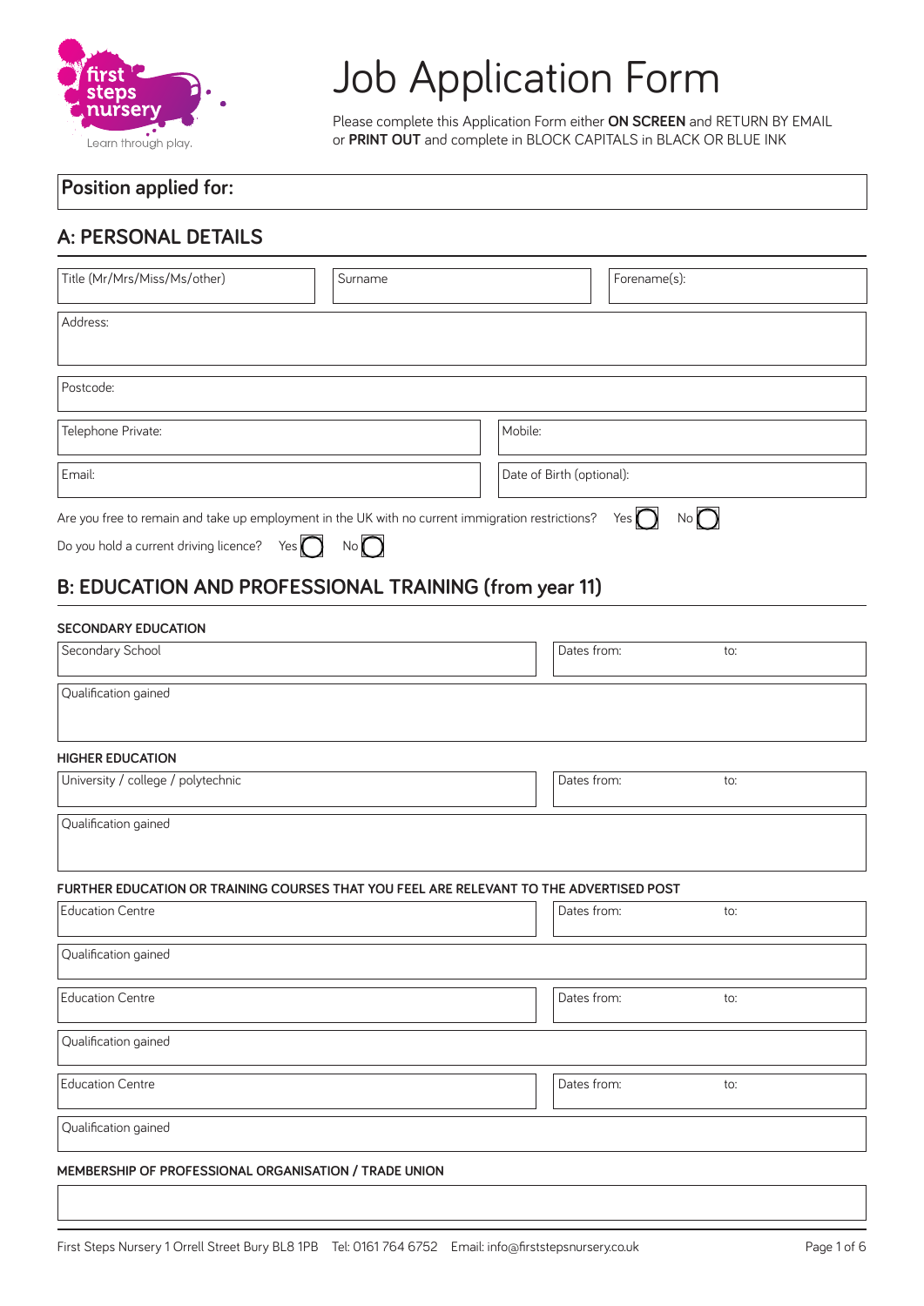first steps nursery

Learn through play.

# Job Application Form

Please complete this Application Form either **ON SCREEN** and RETURN BY EMAIL or **PRINT OUT** and complete in BLOCK CAPITALS in BLACK OR BLUE INK

**Position applied for:**

## A: PERSONAL DETAILS

| Title (Mr/Mrs/Miss/Ms/other) | Surname | Forename(s): |
|---|---|---|

| Address: |
|---|

| Postcode: |
|---|

| Telephone Private: | Mobile: |
|---|---|
| Email: | Date of Birth (optional): |

Are you free to remain and take up employment in the UK with no current immigration restrictions? Yes ◯ No ◯

Do you hold a current driving licence? Yes ◯ No ◯

## B: EDUCATION AND PROFESSIONAL TRAINING (from year 11)

### SECONDARY EDUCATION

| Secondary School | Dates from: to: |
|---|---|
| Qualification gained | |

### HIGHER EDUCATION

| University / college / polytechnic | Dates from: to: |
|---|---|
| Qualification gained | |

### FURTHER EDUCATION OR TRAINING COURSES THAT YOU FEEL ARE RELEVANT TO THE ADVERTISED POST

| Education Centre | Dates from: to: |
|---|---|
| Qualification gained | |
| Education Centre | Dates from: to: |
| Qualification gained | |
| Education Centre | Dates from: to: |
| Qualification gained | |

### MEMBERSHIP OF PROFESSIONAL ORGANISATION / TRADE UNION

First Steps Nursery 1 Orrell Street Bury BL8 1PB Tel: 0161 764 6752 Email: info@firststepsnursery.co.uk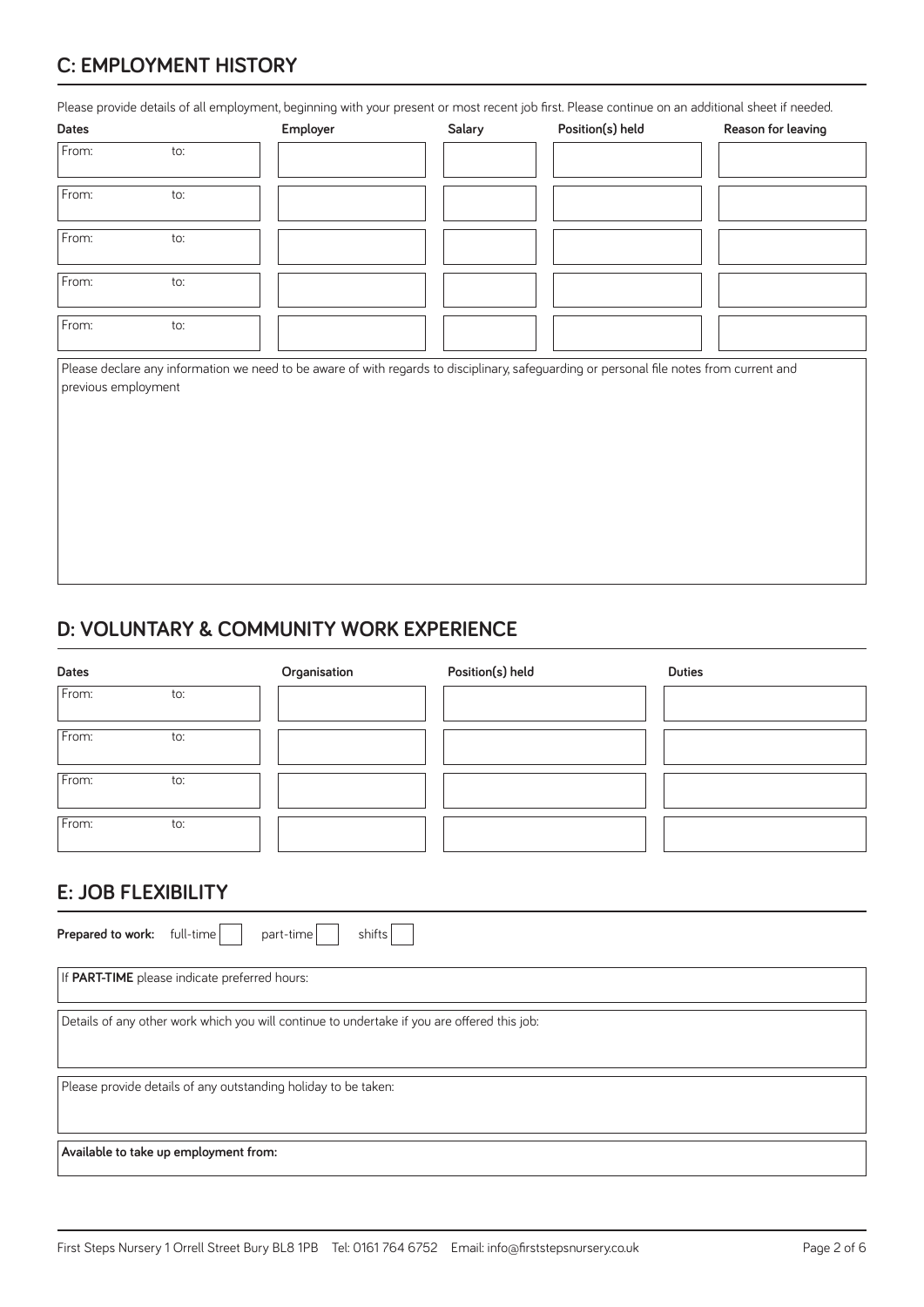## C: EMPLOYMENT HISTORY

Please provide details of all employment, beginning with your present or most recent job first. Please continue on an additional sheet if needed.

| Dates | Employer | Salary | Position(s) held | Reason for leaving |
|---|---|---|---|---|
| From: to: | | | | |
| From: to: | | | | |
| From: to: | | | | |
| From: to: | | | | |
| From: to: | | | | |

Please declare any information we need to be aware of with regards to disciplinary, safeguarding or personal file notes from current and previous employment

## D: VOLUNTARY & COMMUNITY WORK EXPERIENCE

| Dates | Organisation | Position(s) held | Duties |
|---|---|---|---|
| From: to: | | | |
| From: to: | | | |
| From: to: | | | |
| From: to: | | | |

## E: JOB FLEXIBILITY

**Prepared to work:** full-time ☐ part-time ☐ shifts ☐

If **PART-TIME** please indicate preferred hours:

Details of any other work which you will continue to undertake if you are offered this job:

Please provide details of any outstanding holiday to be taken:

**Available to take up employment from:**

First Steps Nursery 1 Orrell Street Bury BL8 1PB Tel: 0161 764 6752 Email: info@firststepsnursery.co.uk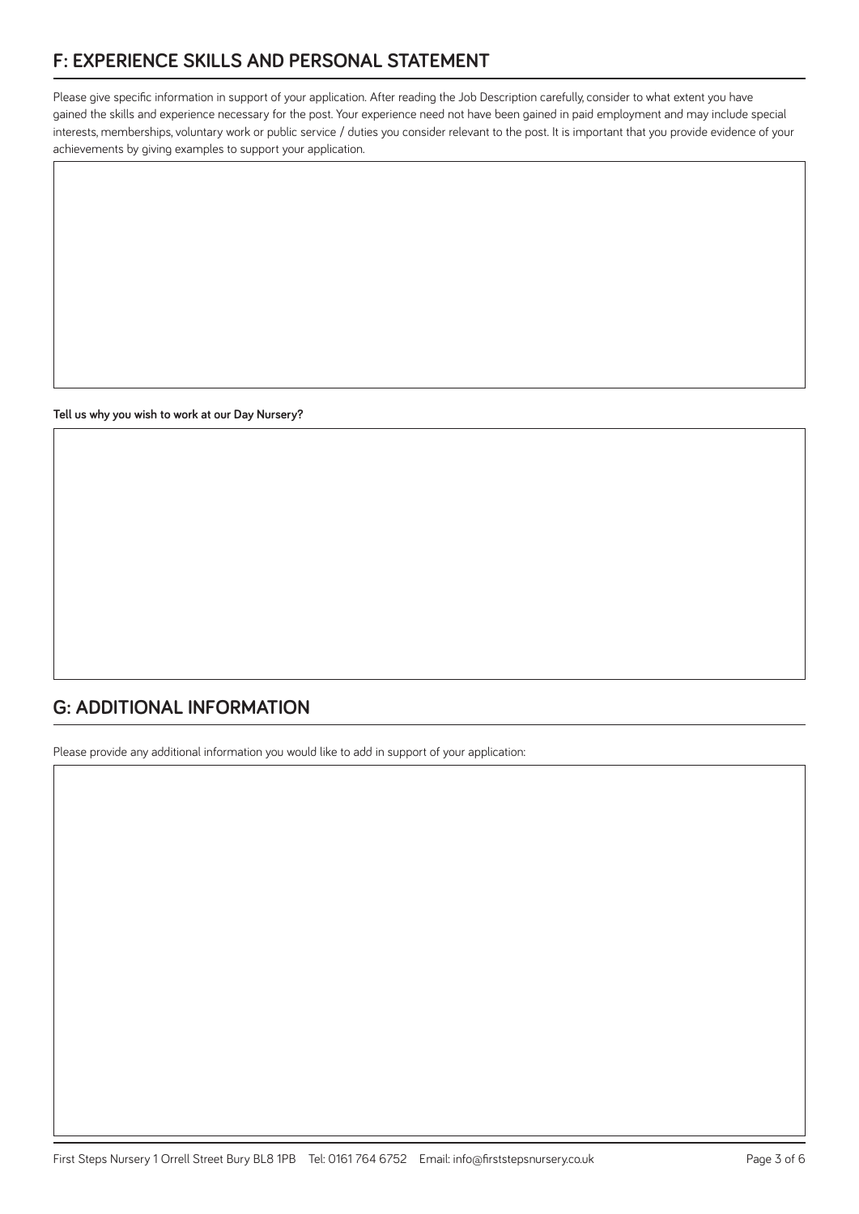## F: EXPERIENCE SKILLS AND PERSONAL STATEMENT

Please give specific information in support of your application. After reading the Job Description carefully, consider to what extent you have gained the skills and experience necessary for the post. Your experience need not have been gained in paid employment and may include special interests, memberships, voluntary work or public service / duties you consider relevant to the post. It is important that you provide evidence of your achievements by giving examples to support your application.

**Tell us why you wish to work at our Day Nursery?**

## G: ADDITIONAL INFORMATION

Please provide any additional information you would like to add in support of your application:

First Steps Nursery 1 Orrell Street Bury BL8 1PB Tel: 0161 764 6752 Email: info@firststepsnursery.co.uk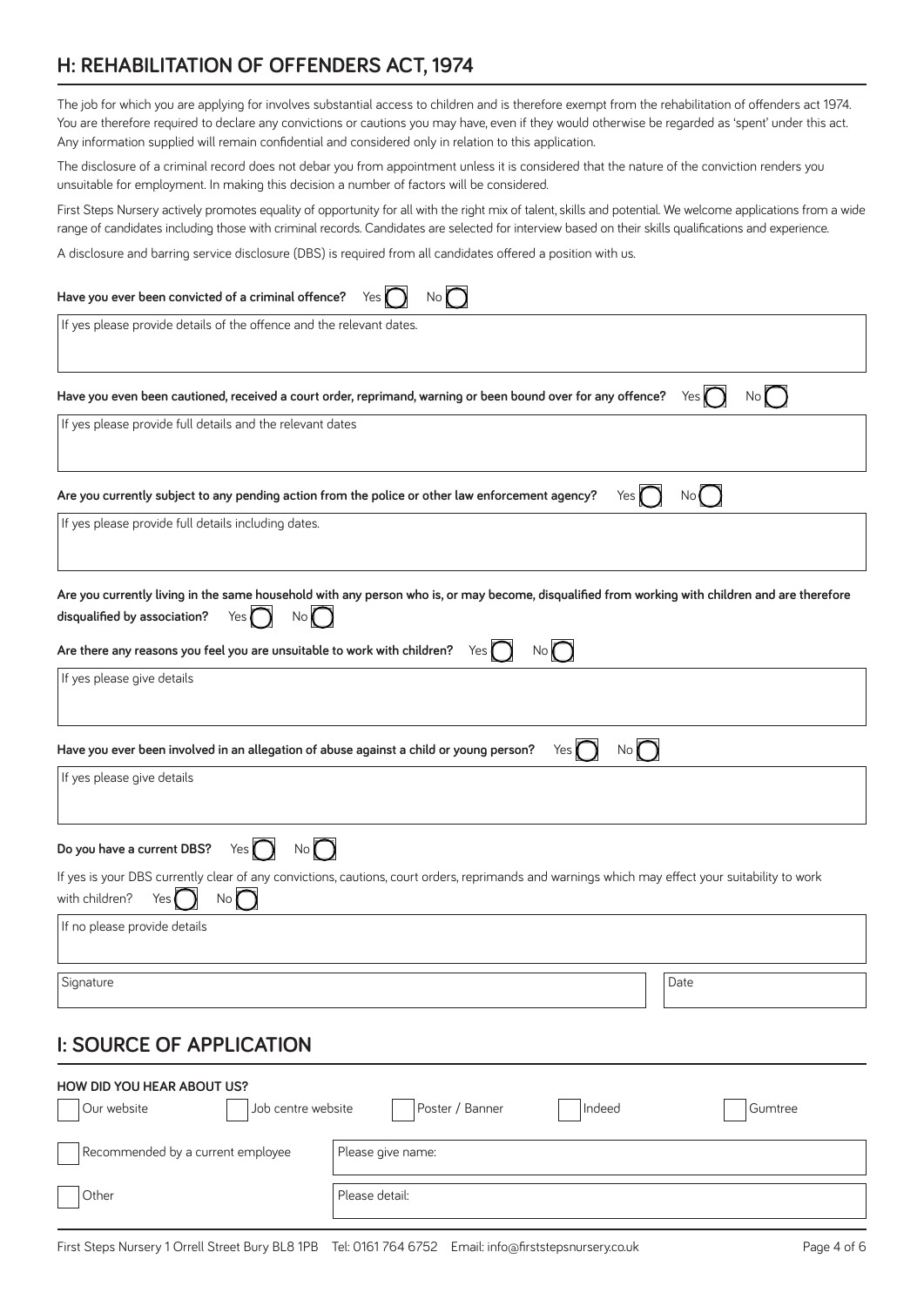## H: REHABILITATION OF OFFENDERS ACT, 1974

The job for which you are applying for involves substantial access to children and is therefore exempt from the rehabilitation of offenders act 1974. You are therefore required to declare any convictions or cautions you may have, even if they would otherwise be regarded as 'spent' under this act. Any information supplied will remain confidential and considered only in relation to this application.

The disclosure of a criminal record does not debar you from appointment unless it is considered that the nature of the conviction renders you unsuitable for employment. In making this decision a number of factors will be considered.

First Steps Nursery actively promotes equality of opportunity for all with the right mix of talent, skills and potential. We welcome applications from a wide range of candidates including those with criminal records. Candidates are selected for interview based on their skills qualifications and experience.

A disclosure and barring service disclosure (DBS) is required from all candidates offered a position with us.

**Have you ever been convicted of a criminal offence?** Yes ◯ No ◯

If yes please provide details of the offence and the relevant dates.

**Have you even been cautioned, received a court order, reprimand, warning or been bound over for any offence?** Yes ◯ No ◯

If yes please provide full details and the relevant dates

**Are you currently subject to any pending action from the police or other law enforcement agency?** Yes ◯ No ◯

If yes please provide full details including dates.

**Are you currently living in the same household with any person who is, or may become, disqualified from working with children and are therefore disqualified by association?** Yes ◯ No ◯

**Are there any reasons you feel you are unsuitable to work with children?** Yes ◯ No ◯

If yes please give details

**Have you ever been involved in an allegation of abuse against a child or young person?** Yes ◯ No ◯

If yes please give details

**Do you have a current DBS?** Yes ◯ No ◯

If yes is your DBS currently clear of any convictions, cautions, court orders, reprimands and warnings which may effect your suitability to work with children? Yes ◯ No ◯

If no please provide details

| Signature | Date |
|---|---|
| | |

## I: SOURCE OF APPLICATION

**HOW DID YOU HEAR ABOUT US?**

- ☐ Our website
- ☐ Job centre website
- ☐ Poster / Banner
- ☐ Indeed
- ☐ Gumtree

| | |
|---|---|
| ☐ Recommended by a current employee | Please give name: |
| ☐ Other | Please detail: |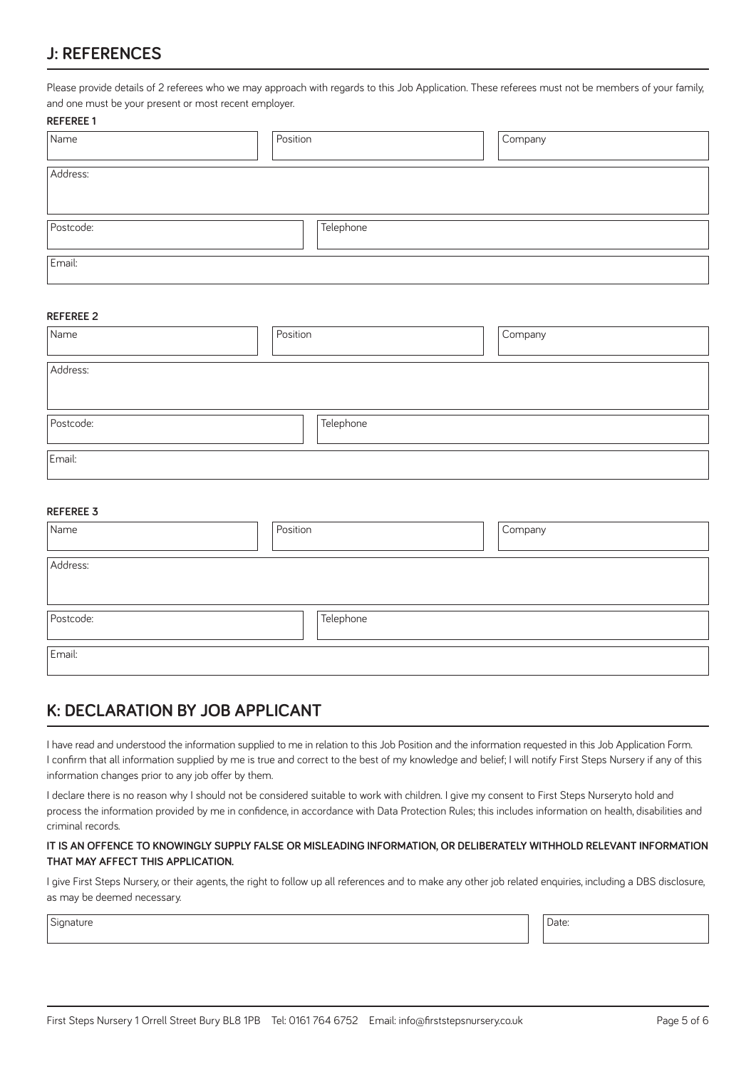## J: REFERENCES

Please provide details of 2 referees who we may approach with regards to this Job Application. These referees must not be members of your family, and one must be your present or most recent employer.

**REFEREE 1**

| Name | Position | Company |
|---|---|---|
| | | |

| Address: |
|---|
| |

| Postcode: | Telephone |
|---|---|
| | |

| Email: |
|---|
| |

**REFEREE 2**

| Name | Position | Company |
|---|---|---|
| | | |

| Address: |
|---|
| |

| Postcode: | Telephone |
|---|---|
| | |

| Email: |
|---|
| |

**REFEREE 3**

| Name | Position | Company |
|---|---|---|
| | | |

| Address: |
|---|
| |

| Postcode: | Telephone |
|---|---|
| | |

| Email: |
|---|
| |

## K: DECLARATION BY JOB APPLICANT

I have read and understood the information supplied to me in relation to this Job Position and the information requested in this Job Application Form. I confirm that all information supplied by me is true and correct to the best of my knowledge and belief; I will notify First Steps Nursery if any of this information changes prior to any job offer by them.

I declare there is no reason why I should not be considered suitable to work with children. I give my consent to First Steps Nurseryto hold and process the information provided by me in confidence, in accordance with Data Protection Rules; this includes information on health, disabilities and criminal records.

**IT IS AN OFFENCE TO KNOWINGLY SUPPLY FALSE OR MISLEADING INFORMATION, OR DELIBERATELY WITHHOLD RELEVANT INFORMATION THAT MAY AFFECT THIS APPLICATION.**

I give First Steps Nursery, or their agents, the right to follow up all references and to make any other job related enquiries, including a DBS disclosure, as may be deemed necessary.

| Signature | Date: |
|---|---|
| | |

First Steps Nursery 1 Orrell Street Bury BL8 1PB Tel: 0161 764 6752 Email: info@firststepsnursery.co.uk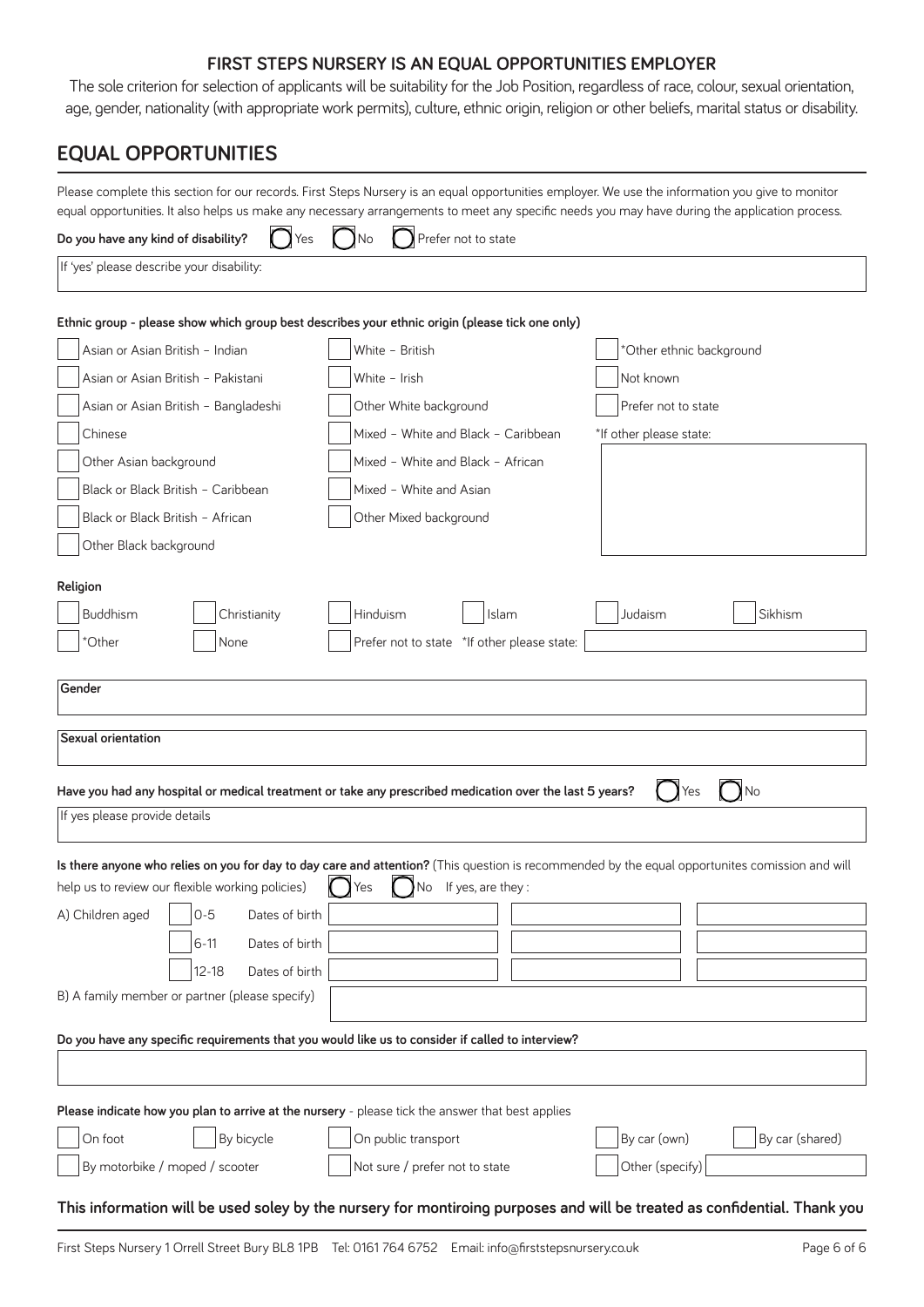**FIRST STEPS NURSERY IS AN EQUAL OPPORTUNITIES EMPLOYER**

The sole criterion for selection of applicants will be suitability for the Job Position, regardless of race, colour, sexual orientation, age, gender, nationality (with appropriate work permits), culture, ethnic origin, religion or other beliefs, marital status or disability.

## EQUAL OPPORTUNITIES

Please complete this section for our records. First Steps Nursery is an equal opportunities employer. We use the information you give to monitor equal opportunities. It also helps us make any necessary arrangements to meet any specific needs you may have during the application process.

**Do you have any kind of disability?** ☐ Yes ☐ No ☐ Prefer not to state

If 'yes' please describe your disability:

**Ethnic group - please show which group best describes your ethnic origin (please tick one only)**

| | | |
|---|---|---|
| ☐ Asian or Asian British – Indian | ☐ White – British | ☐ *Other ethnic background |
| ☐ Asian or Asian British – Pakistani | ☐ White – Irish | ☐ Not known |
| ☐ Asian or Asian British – Bangladeshi | ☐ Other White background | ☐ Prefer not to state |
| ☐ Chinese | ☐ Mixed – White and Black – Caribbean | *If other please state: |
| ☐ Other Asian background | ☐ Mixed – White and Black – African | |
| ☐ Black or Black British – Caribbean | ☐ Mixed – White and Asian | |
| ☐ Black or Black British – African | ☐ Other Mixed background | |
| ☐ Other Black background | | |

**Religion**

| | | | | | |
|---|---|---|---|---|---|
| ☐ Buddhism | ☐ Christianity | ☐ Hinduism | ☐ Islam | ☐ Judaism | ☐ Sikhism |
| ☐ *Other | ☐ None | ☐ Prefer not to state | *If other please state: | | |

**Gender**

**Sexual orientation**

**Have you had any hospital or medical treatment or take any prescribed medication over the last 5 years?** ☐ Yes ☐ No

If yes please provide details

**Is there anyone who relies on you for day to day care and attention?** (This question is recommended by the equal opportunites comission and will help us to review our flexible working policies) ☐ Yes ☐ No If yes, are they :

| | | | | | |
|---|---|---|---|---|---|
| A) Children aged | ☐ 0-5 | Dates of birth | | | |
| | ☐ 6-11 | Dates of birth | | | |
| | ☐ 12-18 | Dates of birth | | | |

B) A family member or partner (please specify)

**Do you have any specific requirements that you would like us to consider if called to interview?**

**Please indicate how you plan to arrive at the nursery** - please tick the answer that best applies

| | | | | |
|---|---|---|---|---|
| ☐ On foot | ☐ By bicycle | ☐ On public transport | ☐ By car (own) | ☐ By car (shared) |
| ☐ By motorbike / moped / scooter | | ☐ Not sure / prefer not to state | ☐ Other (specify) | |

**This information will be used soley by the nursery for montiroing purposes and will be treated as confidential. Thank you**

First Steps Nursery 1 Orrell Street Bury BL8 1PB Tel: 0161 764 6752 Email: info@firststepsnursery.co.uk